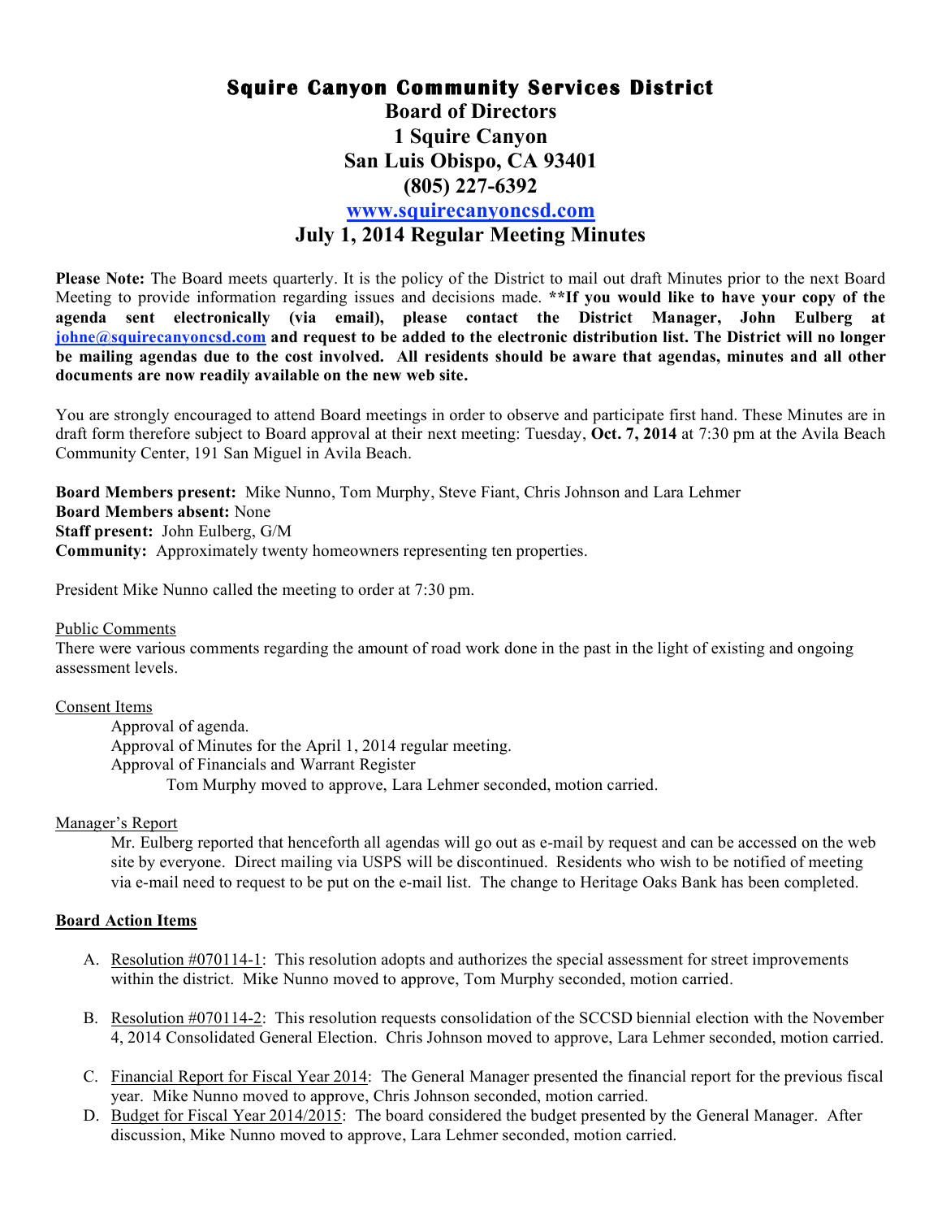# Squire Canyon Community Services District

## Board of Directors
## 1 Squire Canyon
## San Luis Obispo, CA 93401
## (805) 227-6392
## www.squirecanyoncsd.com
## July 1, 2014 Regular Meeting Minutes

**Please Note:** The Board meets quarterly. It is the policy of the District to mail out draft Minutes prior to the next Board Meeting to provide information regarding issues and decisions made. ****If you would like to have your copy of the agenda sent electronically (via email), please contact the District Manager, John Eulberg at johne@squirecanyoncsd.com and request to be added to the electronic distribution list. The District will no longer be mailing agendas due to the cost involved. All residents should be aware that agendas, minutes and all other documents are now readily available on the new web site.**

You are strongly encouraged to attend Board meetings in order to observe and participate first hand. These Minutes are in draft form therefore subject to Board approval at their next meeting: Tuesday, **Oct. 7, 2014** at 7:30 pm at the Avila Beach Community Center, 191 San Miguel in Avila Beach.

**Board Members present:** Mike Nunno, Tom Murphy, Steve Fiant, Chris Johnson and Lara Lehmer
**Board Members absent:** None
**Staff present:** John Eulberg, G/M
**Community:** Approximately twenty homeowners representing ten properties.

President Mike Nunno called the meeting to order at 7:30 pm.

Public Comments

There were various comments regarding the amount of road work done in the past in the light of existing and ongoing assessment levels.

Consent Items

Approval of agenda.
Approval of Minutes for the April 1, 2014 regular meeting.
Approval of Financials and Warrant Register

Tom Murphy moved to approve, Lara Lehmer seconded, motion carried.

Manager's Report

Mr. Eulberg reported that henceforth all agendas will go out as e-mail by request and can be accessed on the web site by everyone. Direct mailing via USPS will be discontinued. Residents who wish to be notified of meeting via e-mail need to request to be put on the e-mail list. The change to Heritage Oaks Bank has been completed.

**Board Action Items**

A. Resolution #070114-1: This resolution adopts and authorizes the special assessment for street improvements within the district. Mike Nunno moved to approve, Tom Murphy seconded, motion carried.

B. Resolution #070114-2: This resolution requests consolidation of the SCCSD biennial election with the November 4, 2014 Consolidated General Election. Chris Johnson moved to approve, Lara Lehmer seconded, motion carried.

C. Financial Report for Fiscal Year 2014: The General Manager presented the financial report for the previous fiscal year. Mike Nunno moved to approve, Chris Johnson seconded, motion carried.

D. Budget for Fiscal Year 2014/2015: The board considered the budget presented by the General Manager. After discussion, Mike Nunno moved to approve, Lara Lehmer seconded, motion carried.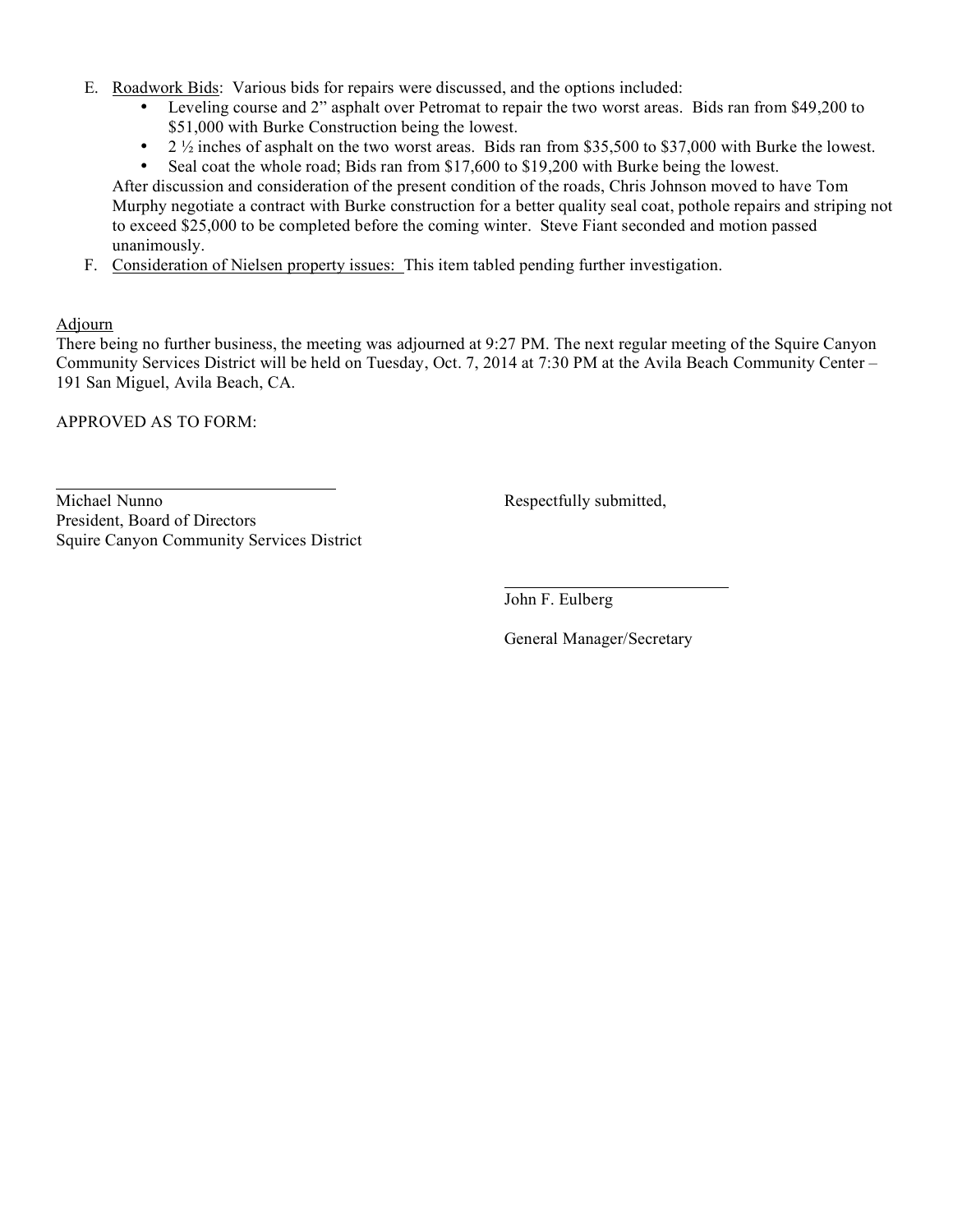E. Roadwork Bids: Various bids for repairs were discussed, and the options included:
   - Leveling course and 2" asphalt over Petromat to repair the two worst areas. Bids ran from $49,200 to $51,000 with Burke Construction being the lowest.
   - 2 ½ inches of asphalt on the two worst areas. Bids ran from $35,500 to $37,000 with Burke the lowest.
   - Seal coat the whole road; Bids ran from $17,600 to $19,200 with Burke being the lowest.

   After discussion and consideration of the present condition of the roads, Chris Johnson moved to have Tom Murphy negotiate a contract with Burke construction for a better quality seal coat, pothole repairs and striping not to exceed $25,000 to be completed before the coming winter. Steve Fiant seconded and motion passed unanimously.

F. Consideration of Nielsen property issues: This item tabled pending further investigation.

Adjourn

There being no further business, the meeting was adjourned at 9:27 PM. The next regular meeting of the Squire Canyon Community Services District will be held on Tuesday, Oct. 7, 2014 at 7:30 PM at the Avila Beach Community Center – 191 San Miguel, Avila Beach, CA.

APPROVED AS TO FORM:

Michael Nunno
President, Board of Directors
Squire Canyon Community Services District

Respectfully submitted,

John F. Eulberg

General Manager/Secretary